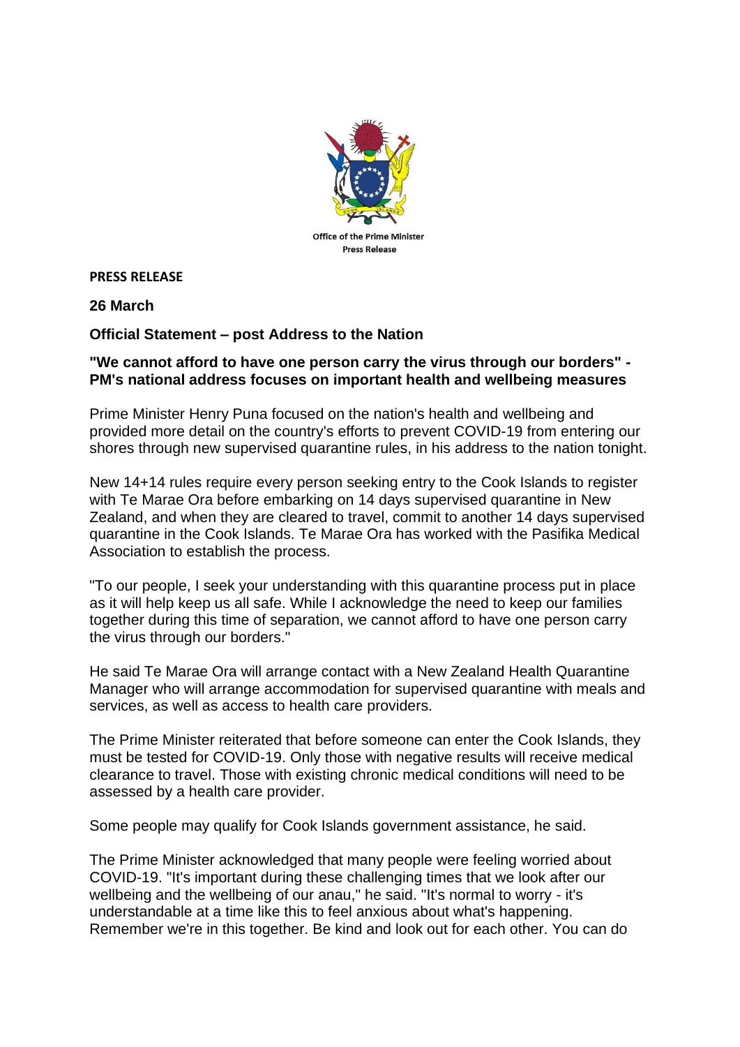Office of the Prime Minister
Press Release

**PRESS RELEASE**

**26 March**

**Official Statement – post Address to the Nation**

**"We cannot afford to have one person carry the virus through our borders" - PM's national address focuses on important health and wellbeing measures**

Prime Minister Henry Puna focused on the nation's health and wellbeing and provided more detail on the country's efforts to prevent COVID-19 from entering our shores through new supervised quarantine rules, in his address to the nation tonight.

New 14+14 rules require every person seeking entry to the Cook Islands to register with Te Marae Ora before embarking on 14 days supervised quarantine in New Zealand, and when they are cleared to travel, commit to another 14 days supervised quarantine in the Cook Islands. Te Marae Ora has worked with the Pasifika Medical Association to establish the process.

"To our people, I seek your understanding with this quarantine process put in place as it will help keep us all safe. While I acknowledge the need to keep our families together during this time of separation, we cannot afford to have one person carry the virus through our borders."

He said Te Marae Ora will arrange contact with a New Zealand Health Quarantine Manager who will arrange accommodation for supervised quarantine with meals and services, as well as access to health care providers.

The Prime Minister reiterated that before someone can enter the Cook Islands, they must be tested for COVID-19. Only those with negative results will receive medical clearance to travel. Those with existing chronic medical conditions will need to be assessed by a health care provider.

Some people may qualify for Cook Islands government assistance, he said.

The Prime Minister acknowledged that many people were feeling worried about COVID-19. "It's important during these challenging times that we look after our wellbeing and the wellbeing of our anau," he said. "It's normal to worry - it's understandable at a time like this to feel anxious about what's happening. Remember we're in this together. Be kind and look out for each other. You can do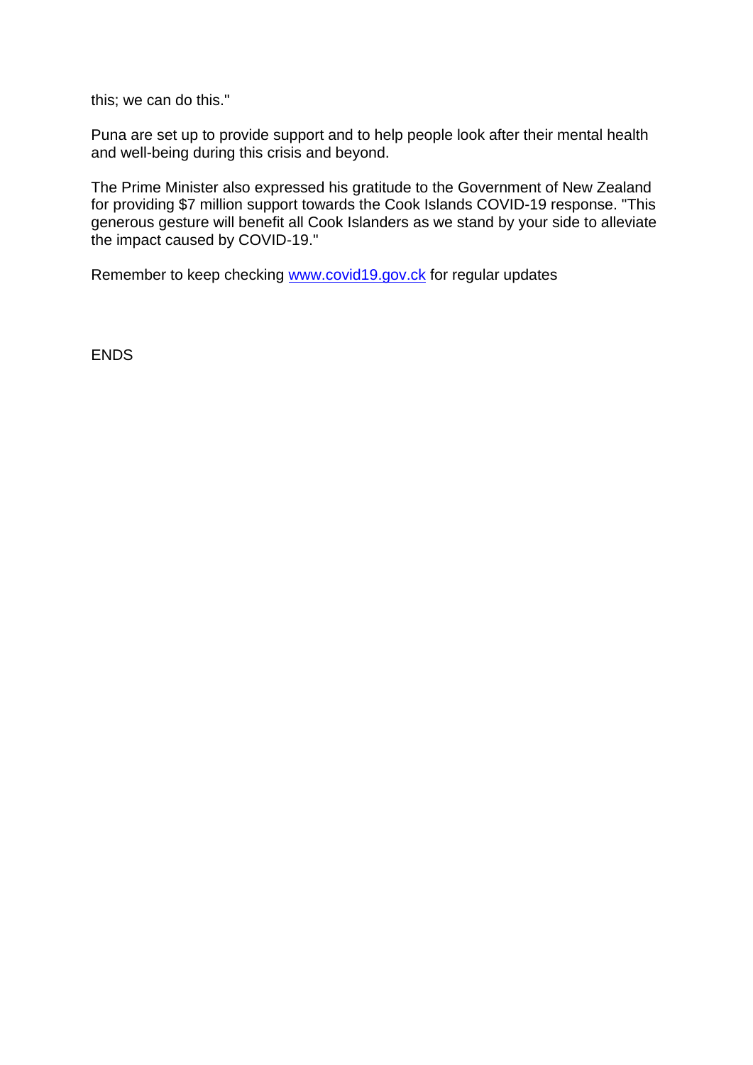this; we can do this."

Puna are set up to provide support and to help people look after their mental health and well-being during this crisis and beyond.

The Prime Minister also expressed his gratitude to the Government of New Zealand for providing $7 million support towards the Cook Islands COVID-19 response. "This generous gesture will benefit all Cook Islanders as we stand by your side to alleviate the impact caused by COVID-19."

Remember to keep checking [www.covid19.gov.ck](http://www.covid19.gov.ck) for regular updates

ENDS